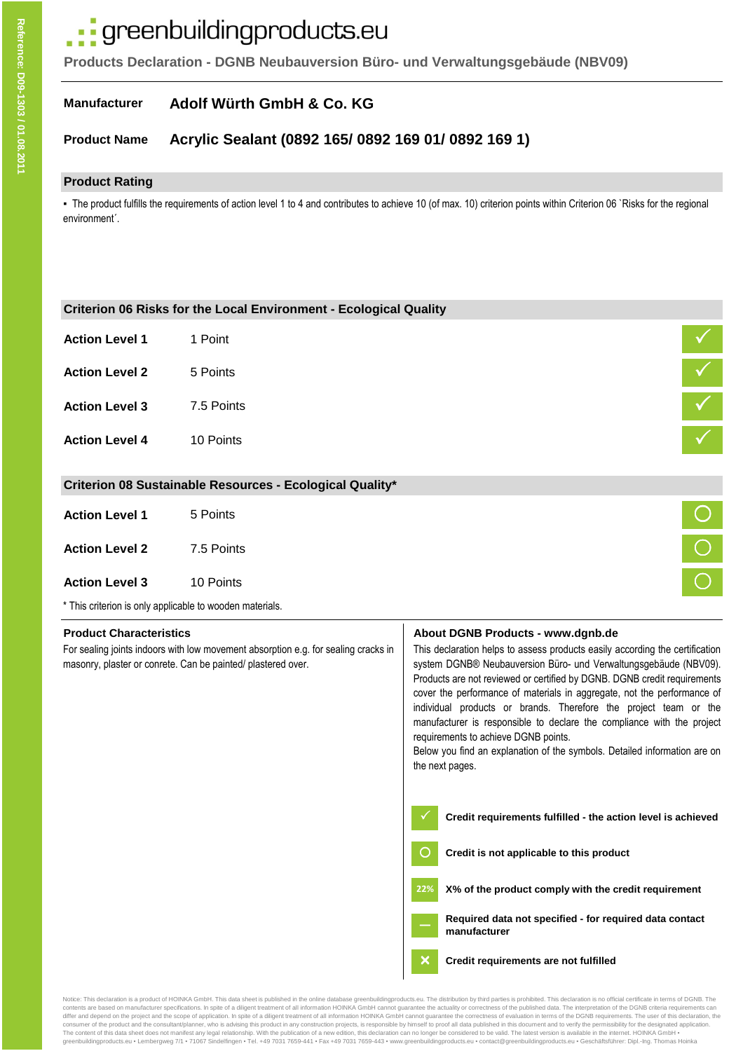Reference: D09-1303 / 01.08.2011

# greenbuildingproducts.eu

**Products Declaration - DGNB Neubauversion Büro- und Verwaltungsgebäude (NBV09)**

| | |
|---|---|
| **Manufacturer** | **Adolf Würth GmbH & Co. KG** |
| **Product Name** | **Acrylic Sealant (0892 165/ 0892 169 01/ 0892 169 1)** |

## Product Rating

- The product fulfills the requirements of action level 1 to 4 and contributes to achieve 10 (of max. 10) criterion points within Criterion 06 `Risks for the regional environment´.

## Criterion 06 Risks for the Local Environment - Ecological Quality

| Action Level | Points | Status |
|---|---|---|
| **Action Level 1** | 1 Point | ✓ |
| **Action Level 2** | 5 Points | ✓ |
| **Action Level 3** | 7.5 Points | ✓ |
| **Action Level 4** | 10 Points | ✓ |

## Criterion 08 Sustainable Resources - Ecological Quality*

| Action Level | Points | Status |
|---|---|---|
| **Action Level 1** | 5 Points | O |
| **Action Level 2** | 7.5 Points | O |
| **Action Level 3** | 10 Points | O |

\* This criterion is only applicable to wooden materials.

### Product Characteristics

For sealing joints indoors with low movement absorption e.g. for sealing cracks in masonry, plaster or conrete. Can be painted/ plastered over.

### About DGNB Products - www.dgnb.de

This declaration helps to assess products easily according the certification system DGNB® Neubauversion Büro- und Verwaltungsgebäude (NBV09). Products are not reviewed or certified by DGNB. DGNB credit requirements cover the performance of materials in aggregate, not the performance of individual products or brands. Therefore the project team or the manufacturer is responsible to declare the compliance with the project requirements to achieve DGNB points.
Below you find an explanation of the symbols. Detailed information are on the next pages.

| Symbol | Meaning |
|---|---|
| ✓ | **Credit requirements fulfilled - the action level is achieved** |
| O | **Credit is not applicable to this product** |
| 22% | **X% of the product comply with the credit requirement** |
| – | **Required data not specified - for required data contact manufacturer** |
| ✕ | **Credit requirements are not fulfilled** |

Notice: This declaration is a product of HOINKA GmbH. This data sheet is published in the online database greenbuildingproducts.eu. The distribution by third parties is prohibited. This declaration is no official certificate in terms of DGNB. The contents are based on manufacturer specifications. In spite of a diligent treatment of all information HOINKA GmbH cannot guarantee the actuality or correctness of the published data. The interpretation of the DGNB criteria requirements can differ and depend on the project and the scope of application. In spite of a diligent treatment of all information HOINKA GmbH cannot guarantee the correctness of evaluation in terms of the DGNB requirements. The user of this declaration, the consumer of the product and the consultant/planner, who is advising this product in any construction projects, is responsible by himself to proof all data published in this document and to verify the permissibility for the designated application. The content of this data sheet does not manifest any legal relationship. With the publication of a new edition, this declaration can no longer be considered to be valid. The latest version is available in the internet. HOINKA GmbH • greenbuildingproducts.eu • Lembergweg 7/1 • 71067 Sindelfingen • Tel. +49 7031 7659-441 • Fax +49 7031 7659-443 • www.greenbuildingproducts.eu • contact@greenbuildingproducts.eu • Geschäftsführer: Dipl.-Ing. Thomas Hoinka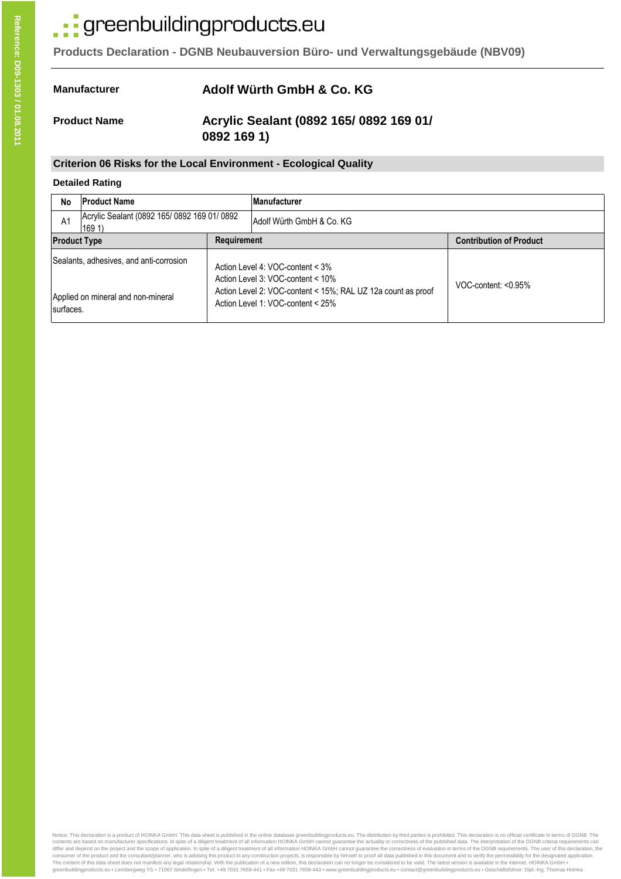# greenbuildingproducts.eu

**Products Declaration - DGNB Neubauversion Büro- und Verwaltungsgebäude (NBV09)**

| | |
|---|---|
| **Manufacturer** | **Adolf Würth GmbH & Co. KG** |
| **Product Name** | **Acrylic Sealant (0892 165/ 0892 169 01/ 0892 169 1)** |

## Criterion 06 Risks for the Local Environment - Ecological Quality

**Detailed Rating**

| No | Product Name | Manufacturer |
|---|---|---|
| A1 | Acrylic Sealant (0892 165/ 0892 169 01/ 0892 169 1) | Adolf Würth GmbH & Co. KG |

| Product Type | Requirement | Contribution of Product |
|---|---|---|
| Sealants, adhesives, and anti-corrosion<br><br>Applied on mineral and non-mineral surfaces. | Action Level 4: VOC-content < 3%<br>Action Level 3: VOC-content < 10%<br>Action Level 2: VOC-content < 15%; RAL UZ 12a count as proof<br>Action Level 1: VOC-content < 25% | VOC-content: <0.95% |

Notice: This declaration is a product of HOINKA GmbH. This data sheet is published in the online database greenbuildingproducts.eu. The distribution by third parties is prohibited. This declaration is no official certificate in terms of DGNB. The contents are based on manufacturer specifications. In spite of a diligent treatment of all information HOINKA GmbH cannot guarantee the actuality or correctness of the published data. The interpretation of the DGNB criteria requirements can differ and depend on the project and the scope of application. In spite of a diligent treatment of all information HOINKA GmbH cannot guarantee the correctness of evaluation in terms of the DGNB requirements. The user of this declaration, the consumer of the product and the consultant/planner, who is advising this product in any construction projects, is responsible by himself to proof all data published in this document and to verify the permissibility for the designated application. The content of this data sheet does not manifest any legal relationship. With the publication of a new edition, this declaration can no longer be considered to be valid. The latest version is available in the internet. HOINKA GmbH • greenbuildingproducts.eu • Lembergweg 7/1 • 71067 Sindelfingen • Tel. +49 7031 7659-441 • Fax +49 7031 7659-443 • www.greenbuildingproducts.eu • contact@greenbuildingproducts.eu • Geschäftsführer: Dipl.-Ing. Thomas Hoinka

Reference: D09-1303 / 01.08.2011